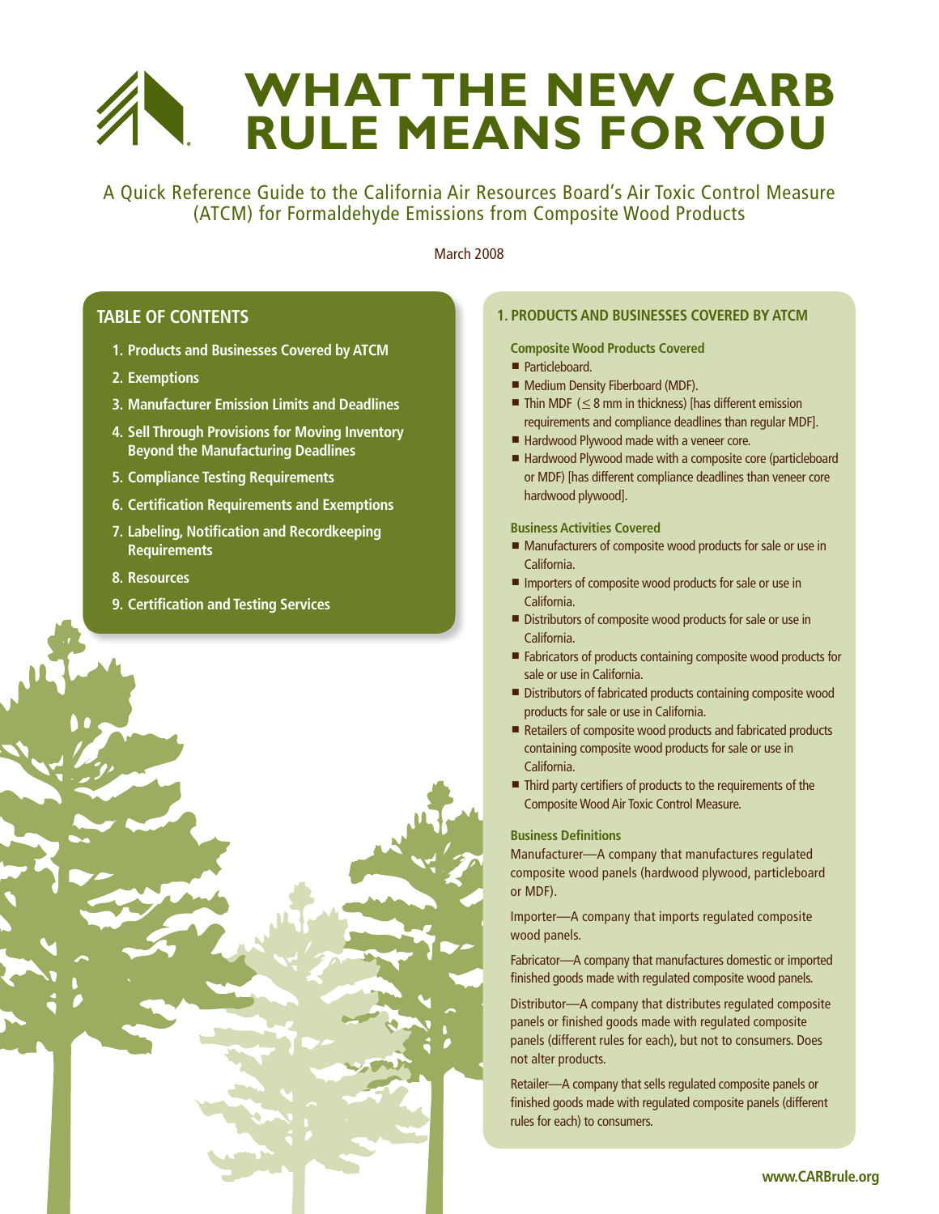# WHAT THE NEW CARB RULE MEANS FOR YOU

A Quick Reference Guide to the California Air Resources Board's Air Toxic Control Measure (ATCM) for Formaldehyde Emissions from Composite Wood Products

March 2008

## TABLE OF CONTENTS

1. Products and Businesses Covered by ATCM
2. Exemptions
3. Manufacturer Emission Limits and Deadlines
4. Sell Through Provisions for Moving Inventory Beyond the Manufacturing Deadlines
5. Compliance Testing Requirements
6. Certification Requirements and Exemptions
7. Labeling, Notification and Recordkeeping Requirements
8. Resources
9. Certification and Testing Services

## 1. PRODUCTS AND BUSINESSES COVERED BY ATCM

### Composite Wood Products Covered

- Particleboard.
- Medium Density Fiberboard (MDF).
- Thin MDF (≤ 8 mm in thickness) [has different emission requirements and compliance deadlines than regular MDF].
- Hardwood Plywood made with a veneer core.
- Hardwood Plywood made with a composite core (particleboard or MDF) [has different compliance deadlines than veneer core hardwood plywood].

### Business Activities Covered

- Manufacturers of composite wood products for sale or use in California.
- Importers of composite wood products for sale or use in California.
- Distributors of composite wood products for sale or use in California.
- Fabricators of products containing composite wood products for sale or use in California.
- Distributors of fabricated products containing composite wood products for sale or use in California.
- Retailers of composite wood products and fabricated products containing composite wood products for sale or use in California.
- Third party certifiers of products to the requirements of the Composite Wood Air Toxic Control Measure.

### Business Definitions

Manufacturer—A company that manufactures regulated composite wood panels (hardwood plywood, particleboard or MDF).

Importer—A company that imports regulated composite wood panels.

Fabricator—A company that manufactures domestic or imported finished goods made with regulated composite wood panels.

Distributor—A company that distributes regulated composite panels or finished goods made with regulated composite panels (different rules for each), but not to consumers. Does not alter products.

Retailer—A company that sells regulated composite panels or finished goods made with regulated composite panels (different rules for each) to consumers.

www.CARBrule.org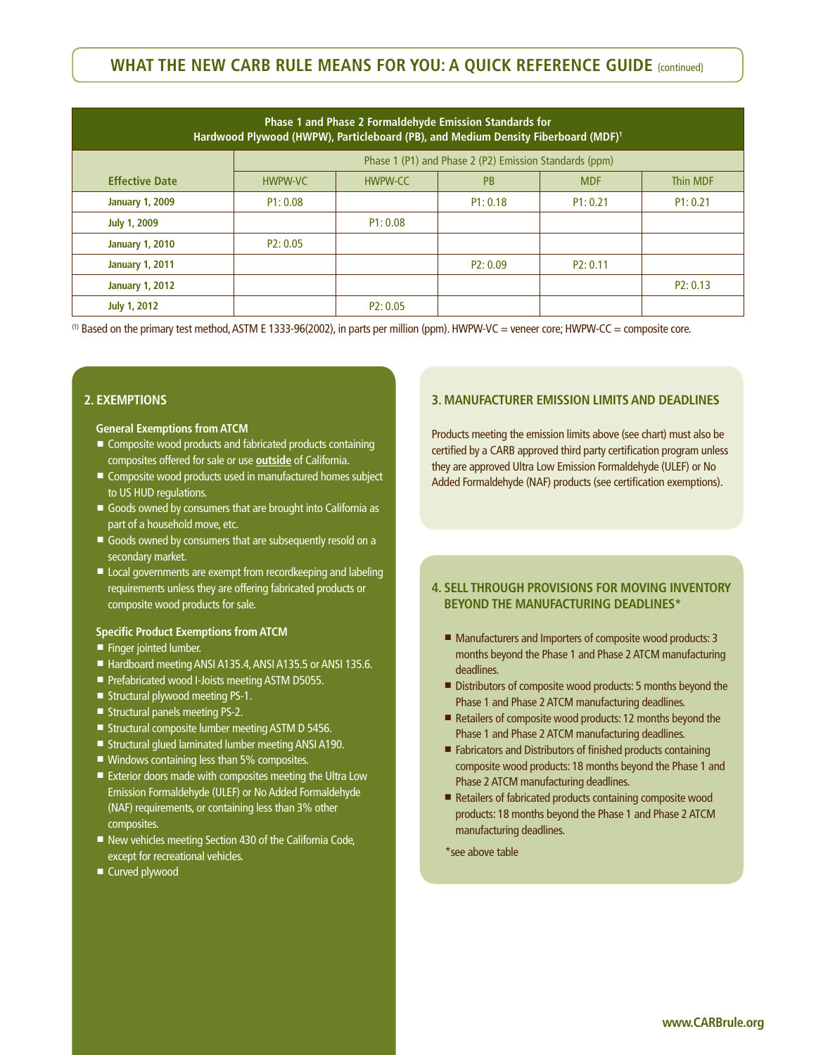## WHAT THE NEW CARB RULE MEANS FOR YOU: A QUICK REFERENCE GUIDE {continued}

| Phase 1 and Phase 2 Formaldehyde Emission Standards for Hardwood Plywood (HWPW), Particleboard (PB), and Medium Density Fiberboard (MDF)[1] | | | | | |
|---|---|---|---|---|---|
| | Phase 1 (P1) and Phase 2 (P2) Emission Standards (ppm) | | | | |
| **Effective Date** | HWPW-VC | HWPW-CC | PB | MDF | Thin MDF |
| **January 1, 2009** | P1: 0.08 | | P1: 0.18 | P1: 0.21 | P1: 0.21 |
| **July 1, 2009** | | P1: 0.08 | | | |
| **January 1, 2010** | P2: 0.05 | | | | |
| **January 1, 2011** | | | P2: 0.09 | P2: 0.11 | |
| **January 1, 2012** | | | | | P2: 0.13 |
| **July 1, 2012** | | P2: 0.05 | | | |

(1) Based on the primary test method, ASTM E 1333-96(2002), in parts per million (ppm). HWPW-VC = veneer core; HWPW-CC = composite core.

### 2. EXEMPTIONS

**General Exemptions from ATCM**

- Composite wood products and fabricated products containing composites offered for sale or use **outside** of California.
- Composite wood products used in manufactured homes subject to US HUD regulations.
- Goods owned by consumers that are brought into California as part of a household move, etc.
- Goods owned by consumers that are subsequently resold on a secondary market.
- Local governments are exempt from recordkeeping and labeling requirements unless they are offering fabricated products or composite wood products for sale.

**Specific Product Exemptions from ATCM**

- Finger jointed lumber.
- Hardboard meeting ANSI A135.4, ANSI A135.5 or ANSI 135.6.
- Prefabricated wood I-Joists meeting ASTM D5055.
- Structural plywood meeting PS-1.
- Structural panels meeting PS-2.
- Structural composite lumber meeting ASTM D 5456.
- Structural glued laminated lumber meeting ANSI A190.
- Windows containing less than 5% composites.
- Exterior doors made with composites meeting the Ultra Low Emission Formaldehyde (ULEF) or No Added Formaldehyde (NAF) requirements, or containing less than 3% other composites.
- New vehicles meeting Section 430 of the California Code, except for recreational vehicles.
- Curved plywood

### 3. MANUFACTURER EMISSION LIMITS AND DEADLINES

Products meeting the emission limits above (see chart) must also be certified by a CARB approved third party certification program unless they are approved Ultra Low Emission Formaldehyde (ULEF) or No Added Formaldehyde (NAF) products (see certification exemptions).

### 4. SELL THROUGH PROVISIONS FOR MOVING INVENTORY BEYOND THE MANUFACTURING DEADLINES*

- Manufacturers and Importers of composite wood products: 3 months beyond the Phase 1 and Phase 2 ATCM manufacturing deadlines.
- Distributors of composite wood products: 5 months beyond the Phase 1 and Phase 2 ATCM manufacturing deadlines.
- Retailers of composite wood products: 12 months beyond the Phase 1 and Phase 2 ATCM manufacturing deadlines.
- Fabricators and Distributors of finished products containing composite wood products: 18 months beyond the Phase 1 and Phase 2 ATCM manufacturing deadlines.
- Retailers of fabricated products containing composite wood products: 18 months beyond the Phase 1 and Phase 2 ATCM manufacturing deadlines.

*see above table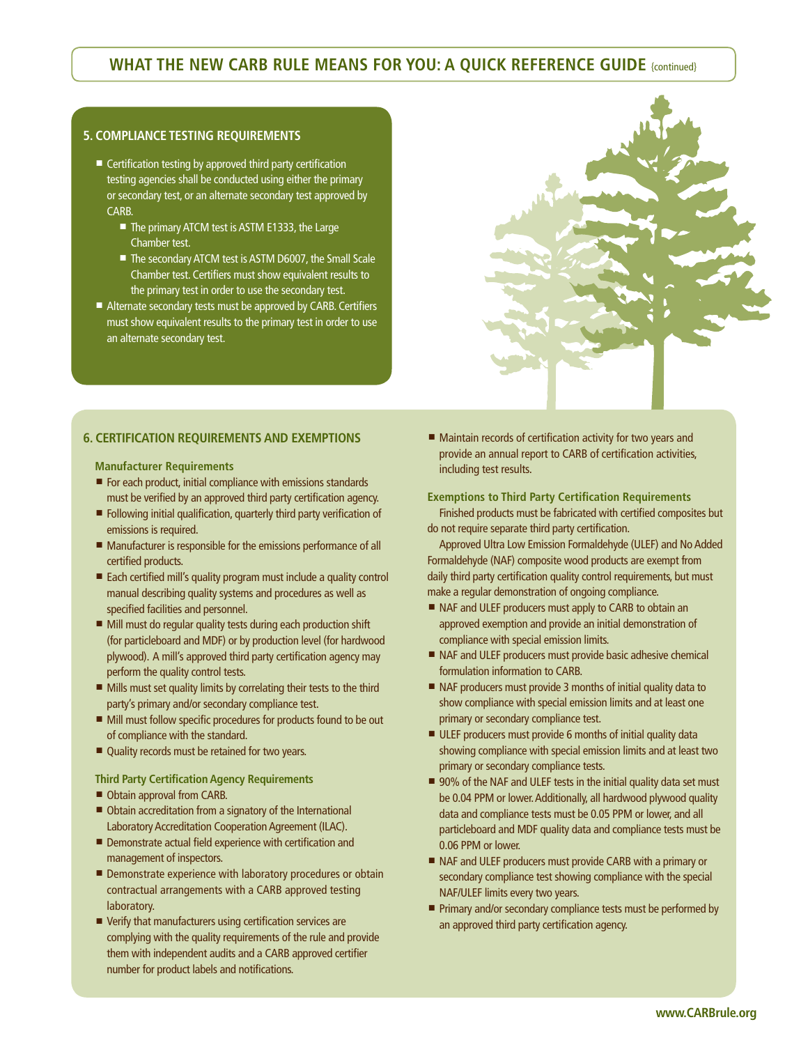## WHAT THE NEW CARB RULE MEANS FOR YOU: A QUICK REFERENCE GUIDE (continued)

### 5. COMPLIANCE TESTING REQUIREMENTS

- Certification testing by approved third party certification testing agencies shall be conducted using either the primary or secondary test, or an alternate secondary test approved by CARB.
  - The primary ATCM test is ASTM E1333, the Large Chamber test.
  - The secondary ATCM test is ASTM D6007, the Small Scale Chamber test. Certifiers must show equivalent results to the primary test in order to use the secondary test.
- Alternate secondary tests must be approved by CARB. Certifiers must show equivalent results to the primary test in order to use an alternate secondary test.

### 6. CERTIFICATION REQUIREMENTS AND EXEMPTIONS

#### Manufacturer Requirements

- For each product, initial compliance with emissions standards must be verified by an approved third party certification agency.
- Following initial qualification, quarterly third party verification of emissions is required.
- Manufacturer is responsible for the emissions performance of all certified products.
- Each certified mill's quality program must include a quality control manual describing quality systems and procedures as well as specified facilities and personnel.
- Mill must do regular quality tests during each production shift (for particleboard and MDF) or by production level (for hardwood plywood). A mill's approved third party certification agency may perform the quality control tests.
- Mills must set quality limits by correlating their tests to the third party's primary and/or secondary compliance test.
- Mill must follow specific procedures for products found to be out of compliance with the standard.
- Quality records must be retained for two years.

#### Third Party Certification Agency Requirements

- Obtain approval from CARB.
- Obtain accreditation from a signatory of the International Laboratory Accreditation Cooperation Agreement (ILAC).
- Demonstrate actual field experience with certification and management of inspectors.
- Demonstrate experience with laboratory procedures or obtain contractual arrangements with a CARB approved testing laboratory.
- Verify that manufacturers using certification services are complying with the quality requirements of the rule and provide them with independent audits and a CARB approved certifier number for product labels and notifications.
- Maintain records of certification activity for two years and provide an annual report to CARB of certification activities, including test results.

#### Exemptions to Third Party Certification Requirements

Finished products must be fabricated with certified composites but do not require separate third party certification.

Approved Ultra Low Emission Formaldehyde (ULEF) and No Added Formaldehyde (NAF) composite wood products are exempt from daily third party certification quality control requirements, but must make a regular demonstration of ongoing compliance.

- NAF and ULEF producers must apply to CARB to obtain an approved exemption and provide an initial demonstration of compliance with special emission limits.
- NAF and ULEF producers must provide basic adhesive chemical formulation information to CARB.
- NAF producers must provide 3 months of initial quality data to show compliance with special emission limits and at least one primary or secondary compliance test.
- ULEF producers must provide 6 months of initial quality data showing compliance with special emission limits and at least two primary or secondary compliance tests.
- 90% of the NAF and ULEF tests in the initial quality data set must be 0.04 PPM or lower. Additionally, all hardwood plywood quality data and compliance tests must be 0.05 PPM or lower, and all particleboard and MDF quality data and compliance tests must be 0.06 PPM or lower.
- NAF and ULEF producers must provide CARB with a primary or secondary compliance test showing compliance with the special NAF/ULEF limits every two years.
- Primary and/or secondary compliance tests must be performed by an approved third party certification agency.

www.CARBrule.org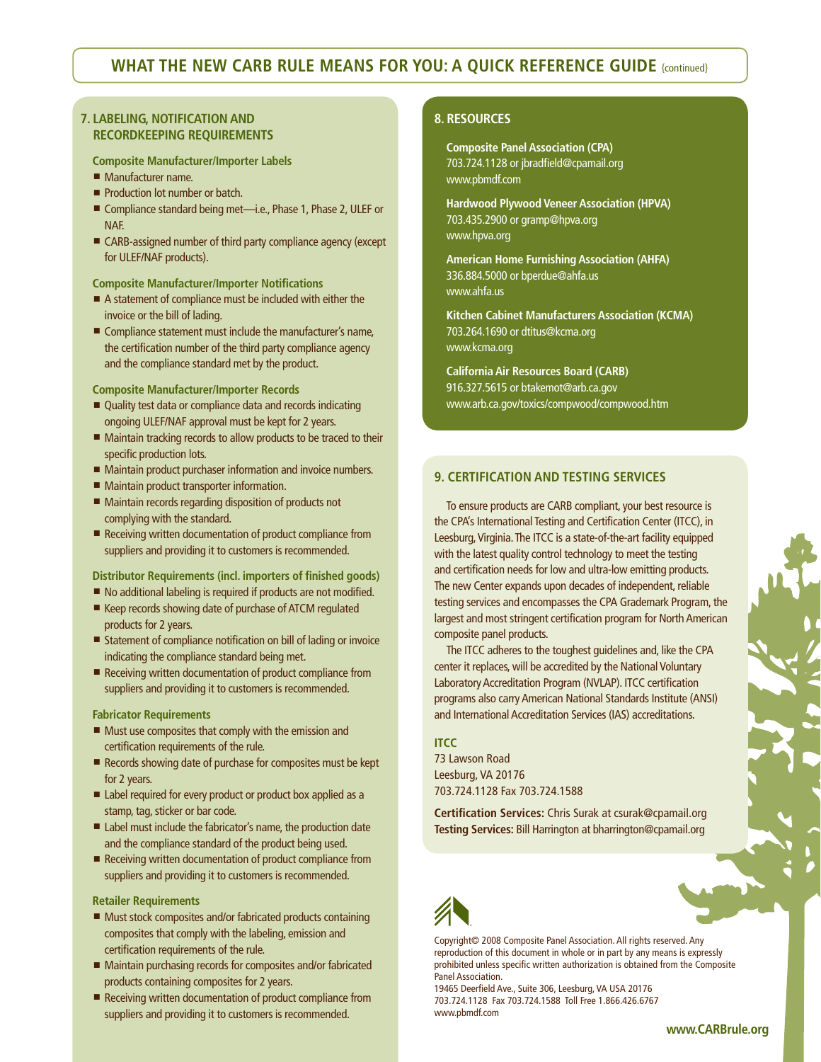## WHAT THE NEW CARB RULE MEANS FOR YOU: A QUICK REFERENCE GUIDE {continued}

### 7. LABELING, NOTIFICATION AND RECORDKEEPING REQUIREMENTS

**Composite Manufacturer/Importer Labels**

- Manufacturer name.
- Production lot number or batch.
- Compliance standard being met—i.e., Phase 1, Phase 2, ULEF or NAF.
- CARB-assigned number of third party compliance agency (except for ULEF/NAF products).

**Composite Manufacturer/Importer Notifications**

- A statement of compliance must be included with either the invoice or the bill of lading.
- Compliance statement must include the manufacturer's name, the certification number of the third party compliance agency and the compliance standard met by the product.

**Composite Manufacturer/Importer Records**

- Quality test data or compliance data and records indicating ongoing ULEF/NAF approval must be kept for 2 years.
- Maintain tracking records to allow products to be traced to their specific production lots.
- Maintain product purchaser information and invoice numbers.
- Maintain product transporter information.
- Maintain records regarding disposition of products not complying with the standard.
- Receiving written documentation of product compliance from suppliers and providing it to customers is recommended.

**Distributor Requirements (incl. importers of finished goods)**

- No additional labeling is required if products are not modified.
- Keep records showing date of purchase of ATCM regulated products for 2 years.
- Statement of compliance notification on bill of lading or invoice indicating the compliance standard being met.
- Receiving written documentation of product compliance from suppliers and providing it to customers is recommended.

**Fabricator Requirements**

- Must use composites that comply with the emission and certification requirements of the rule.
- Records showing date of purchase for composites must be kept for 2 years.
- Label required for every product or product box applied as a stamp, tag, sticker or bar code.
- Label must include the fabricator's name, the production date and the compliance standard of the product being used.
- Receiving written documentation of product compliance from suppliers and providing it to customers is recommended.

**Retailer Requirements**

- Must stock composites and/or fabricated products containing composites that comply with the labeling, emission and certification requirements of the rule.
- Maintain purchasing records for composites and/or fabricated products containing composites for 2 years.
- Receiving written documentation of product compliance from suppliers and providing it to customers is recommended.

### 8. RESOURCES

**Composite Panel Association (CPA)**
703.724.1128 or jbradfield@cpamail.org
www.pbmdf.com

**Hardwood Plywood Veneer Association (HPVA)**
703.435.2900 or gramp@hpva.org
www.hpva.org

**American Home Furnishing Association (AHFA)**
336.884.5000 or bperdue@ahfa.us
www.ahfa.us

**Kitchen Cabinet Manufacturers Association (KCMA)**
703.264.1690 or dtitus@kcma.org
www.kcma.org

**California Air Resources Board (CARB)**
916.327.5615 or btakemot@arb.ca.gov
www.arb.ca.gov/toxics/compwood/compwood.htm

### 9. CERTIFICATION AND TESTING SERVICES

To ensure products are CARB compliant, your best resource is the CPA's International Testing and Certification Center (ITCC), in Leesburg, Virginia. The ITCC is a state-of-the-art facility equipped with the latest quality control technology to meet the testing and certification needs for low and ultra-low emitting products. The new Center expands upon decades of independent, reliable testing services and encompasses the CPA Grademark Program, the largest and most stringent certification program for North American composite panel products.

The ITCC adheres to the toughest guidelines and, like the CPA center it replaces, will be accredited by the National Voluntary Laboratory Accreditation Program (NVLAP). ITCC certification programs also carry American National Standards Institute (ANSI) and International Accreditation Services (IAS) accreditations.

**ITCC**
73 Lawson Road
Leesburg, VA 20176
703.724.1128 Fax 703.724.1588

**Certification Services:** Chris Surak at csurak@cpamail.org
**Testing Services:** Bill Harrington at bharrington@cpamail.org

Copyright© 2008 Composite Panel Association. All rights reserved. Any reproduction of this document in whole or in part by any means is expressly prohibited unless specific written authorization is obtained from the Composite Panel Association.
19465 Deerfield Ave., Suite 306, Leesburg, VA USA 20176
703.724.1128 Fax 703.724.1588 Toll Free 1.866.426.6767
www.pbmdf.com

**www.CARBrule.org**